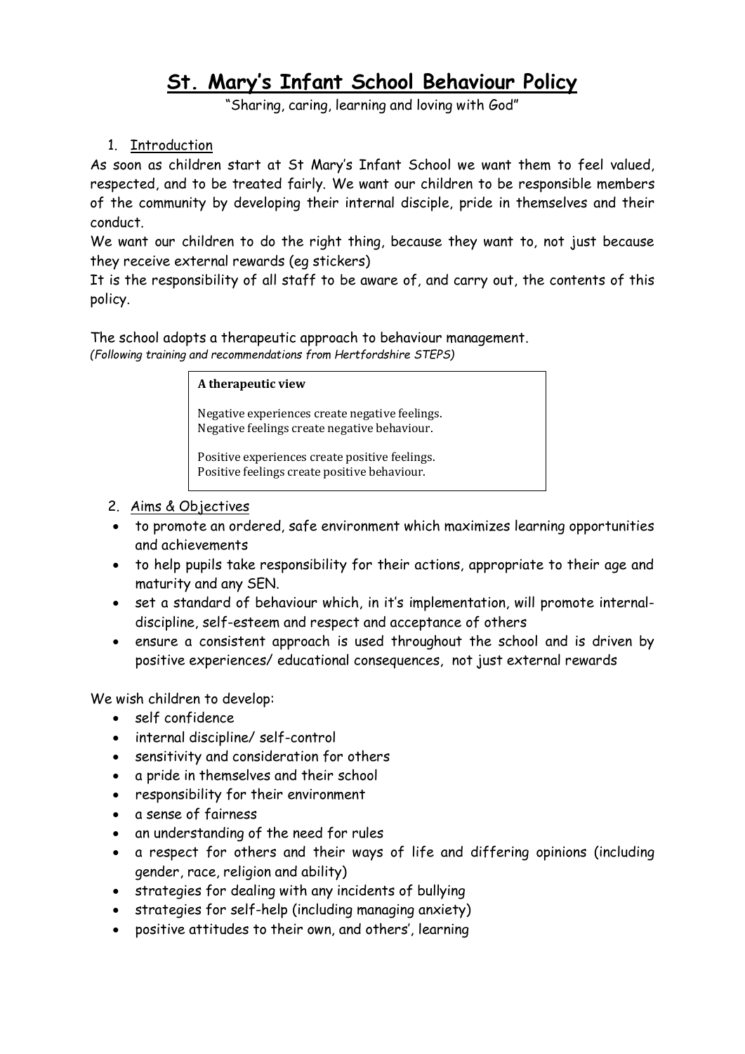# St. Mary's Infant School Behaviour Policy

"Sharing, caring, learning and loving with God"

1. Introduction

As soon as children start at St Mary's Infant School we want them to feel valued, respected, and to be treated fairly. We want our children to be responsible members of the community by developing their internal disciple, pride in themselves and their conduct.

We want our children to do the right thing, because they want to, not just because they receive external rewards (eg stickers)

It is the responsibility of all staff to be aware of, and carry out, the contents of this policy.

The school adopts a therapeutic approach to behaviour management.
*(Following training and recommendations from Hertfordshire STEPS)*

> **A therapeutic view**
>
> Negative experiences create negative feelings.
> Negative feelings create negative behaviour.
>
> Positive experiences create positive feelings.
> Positive feelings create positive behaviour.

2. Aims & Objectives

- to promote an ordered, safe environment which maximizes learning opportunities and achievements
- to help pupils take responsibility for their actions, appropriate to their age and maturity and any SEN.
- set a standard of behaviour which, in it's implementation, will promote internal-discipline, self-esteem and respect and acceptance of others
- ensure a consistent approach is used throughout the school and is driven by positive experiences/ educational consequences, not just external rewards

We wish children to develop:

- self confidence
- internal discipline/ self-control
- sensitivity and consideration for others
- a pride in themselves and their school
- responsibility for their environment
- a sense of fairness
- an understanding of the need for rules
- a respect for others and their ways of life and differing opinions (including gender, race, religion and ability)
- strategies for dealing with any incidents of bullying
- strategies for self-help (including managing anxiety)
- positive attitudes to their own, and others', learning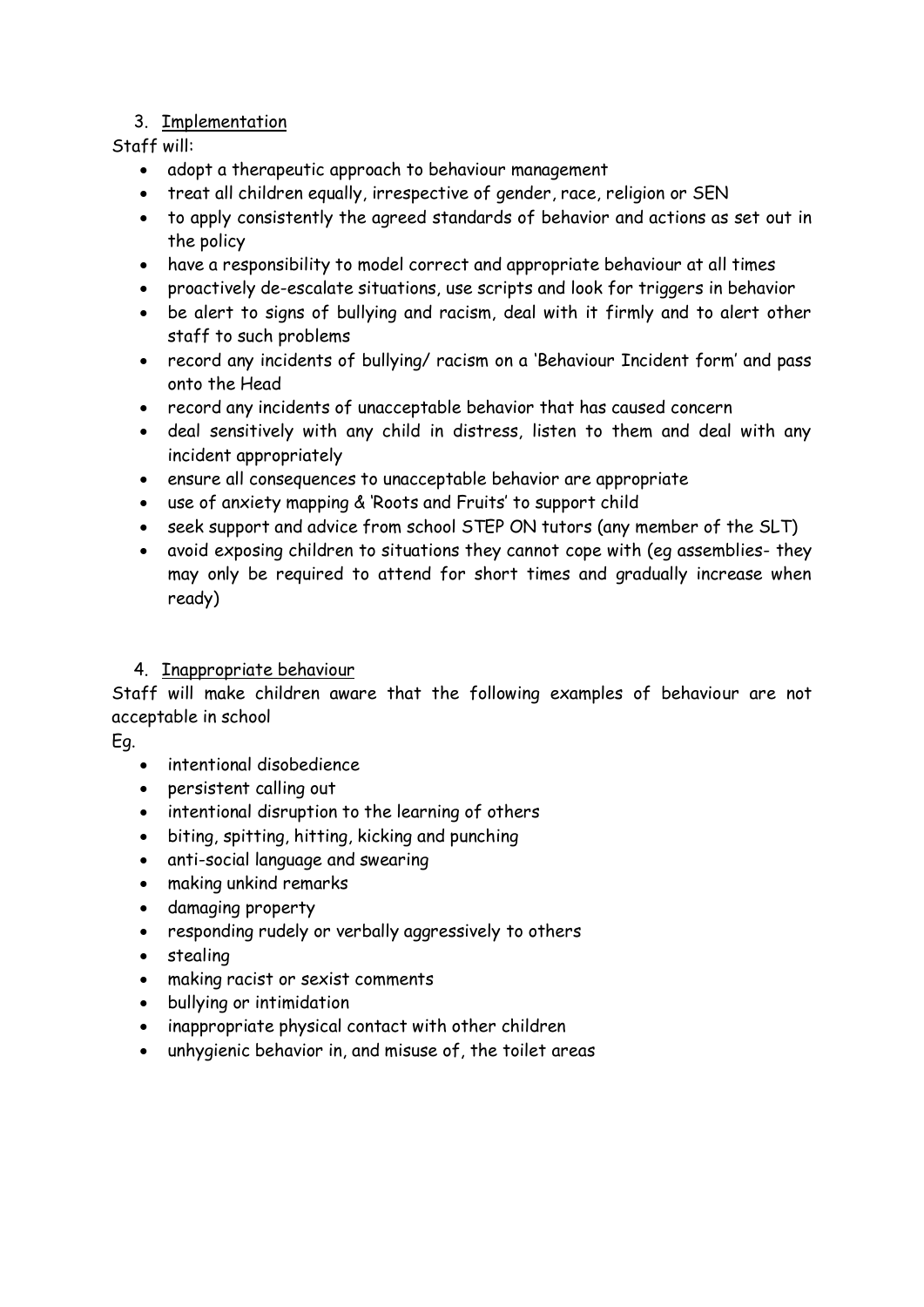3. Implementation

Staff will:

- adopt a therapeutic approach to behaviour management
- treat all children equally, irrespective of gender, race, religion or SEN
- to apply consistently the agreed standards of behavior and actions as set out in the policy
- have a responsibility to model correct and appropriate behaviour at all times
- proactively de-escalate situations, use scripts and look for triggers in behavior
- be alert to signs of bullying and racism, deal with it firmly and to alert other staff to such problems
- record any incidents of bullying/ racism on a 'Behaviour Incident form' and pass onto the Head
- record any incidents of unacceptable behavior that has caused concern
- deal sensitively with any child in distress, listen to them and deal with any incident appropriately
- ensure all consequences to unacceptable behavior are appropriate
- use of anxiety mapping & 'Roots and Fruits' to support child
- seek support and advice from school STEP ON tutors (any member of the SLT)
- avoid exposing children to situations they cannot cope with (eg assemblies- they may only be required to attend for short times and gradually increase when ready)

4. Inappropriate behaviour

Staff will make children aware that the following examples of behaviour are not acceptable in school

Eg.

- intentional disobedience
- persistent calling out
- intentional disruption to the learning of others
- biting, spitting, hitting, kicking and punching
- anti-social language and swearing
- making unkind remarks
- damaging property
- responding rudely or verbally aggressively to others
- stealing
- making racist or sexist comments
- bullying or intimidation
- inappropriate physical contact with other children
- unhygienic behavior in, and misuse of, the toilet areas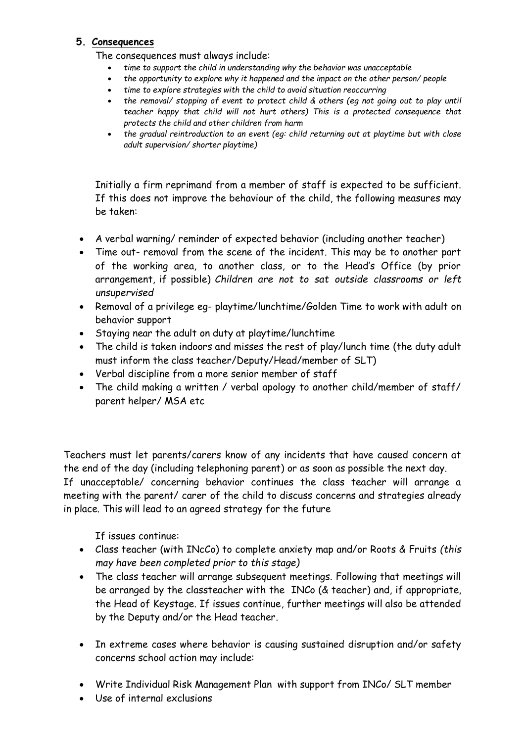## 5. **Consequences**

The consequences must always include:

- *time to support the child in understanding why the behavior was unacceptable*
- *the opportunity to explore why it happened and the impact on the other person/ people*
- *time to explore strategies with the child to avoid situation reoccurring*
- *the removal/ stopping of event to protect child & others (eg not going out to play until teacher happy that child will not hurt others) This is a protected consequence that protects the child and other children from harm*
- *the gradual reintroduction to an event (eg: child returning out at playtime but with close adult supervision/ shorter playtime)*

Initially a firm reprimand from a member of staff is expected to be sufficient. If this does not improve the behaviour of the child, the following measures may be taken:

- A verbal warning/ reminder of expected behavior (including another teacher)
- Time out- removal from the scene of the incident. This may be to another part of the working area, to another class, or to the Head's Office (by prior arrangement, if possible) *Children are not to sat outside classrooms or left unsupervised*
- Removal of a privilege eg- playtime/lunchtime/Golden Time to work with adult on behavior support
- Staying near the adult on duty at playtime/lunchtime
- The child is taken indoors and misses the rest of play/lunch time (the duty adult must inform the class teacher/Deputy/Head/member of SLT)
- Verbal discipline from a more senior member of staff
- The child making a written / verbal apology to another child/member of staff/ parent helper/ MSA etc

Teachers must let parents/carers know of any incidents that have caused concern at the end of the day (including telephoning parent) or as soon as possible the next day.
If unacceptable/ concerning behavior continues the class teacher will arrange a meeting with the parent/ carer of the child to discuss concerns and strategies already in place. This will lead to an agreed strategy for the future

If issues continue:

- Class teacher (with INcCo) to complete anxiety map and/or Roots & Fruits *(this may have been completed prior to this stage)*
- The class teacher will arrange subsequent meetings. Following that meetings will be arranged by the classteacher with the INCo (& teacher) and, if appropriate, the Head of Keystage. If issues continue, further meetings will also be attended by the Deputy and/or the Head teacher.

- In extreme cases where behavior is causing sustained disruption and/or safety concerns school action may include:

- Write Individual Risk Management Plan with support from INCo/ SLT member
- Use of internal exclusions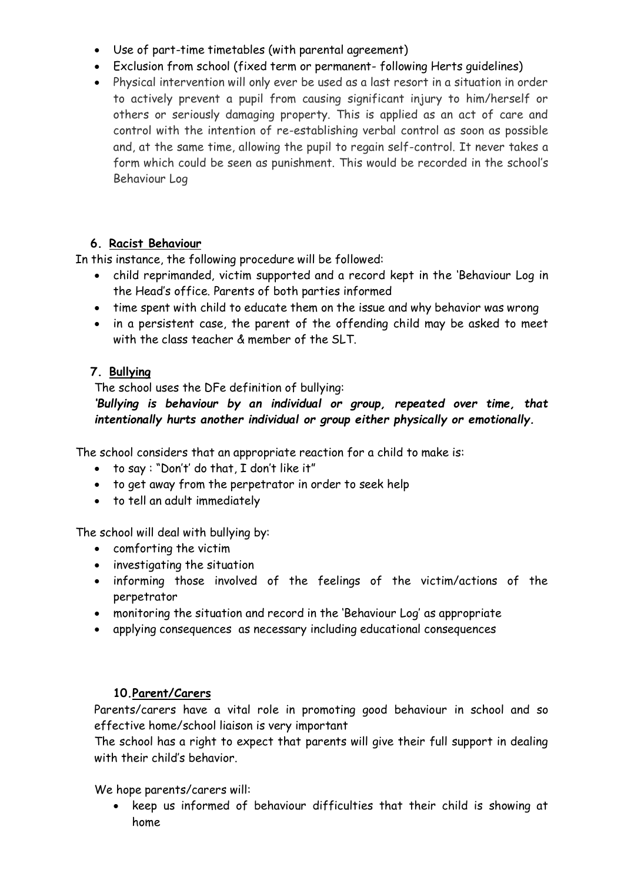- Use of part-time timetables (with parental agreement)
- Exclusion from school (fixed term or permanent- following Herts guidelines)
- Physical intervention will only ever be used as a last resort in a situation in order to actively prevent a pupil from causing significant injury to him/herself or others or seriously damaging property. This is applied as an act of care and control with the intention of re-establishing verbal control as soon as possible and, at the same time, allowing the pupil to regain self-control. It never takes a form which could be seen as punishment. This would be recorded in the school's Behaviour Log

## 6. Racist Behaviour

In this instance, the following procedure will be followed:

- child reprimanded, victim supported and a record kept in the 'Behaviour Log in the Head's office. Parents of both parties informed
- time spent with child to educate them on the issue and why behavior was wrong
- in a persistent case, the parent of the offending child may be asked to meet with the class teacher & member of the SLT.

## 7. Bullying

The school uses the DFe definition of bullying:

***'Bullying is behaviour by an individual or group, repeated over time, that intentionally hurts another individual or group either physically or emotionally.***

The school considers that an appropriate reaction for a child to make is:

- to say : "Don't' do that, I don't like it"
- to get away from the perpetrator in order to seek help
- to tell an adult immediately

The school will deal with bullying by:

- comforting the victim
- investigating the situation
- informing those involved of the feelings of the victim/actions of the perpetrator
- monitoring the situation and record in the 'Behaviour Log' as appropriate
- applying consequences as necessary including educational consequences

## 10. Parent/Carers

Parents/carers have a vital role in promoting good behaviour in school and so effective home/school liaison is very important

The school has a right to expect that parents will give their full support in dealing with their child's behavior.

We hope parents/carers will:

- keep us informed of behaviour difficulties that their child is showing at home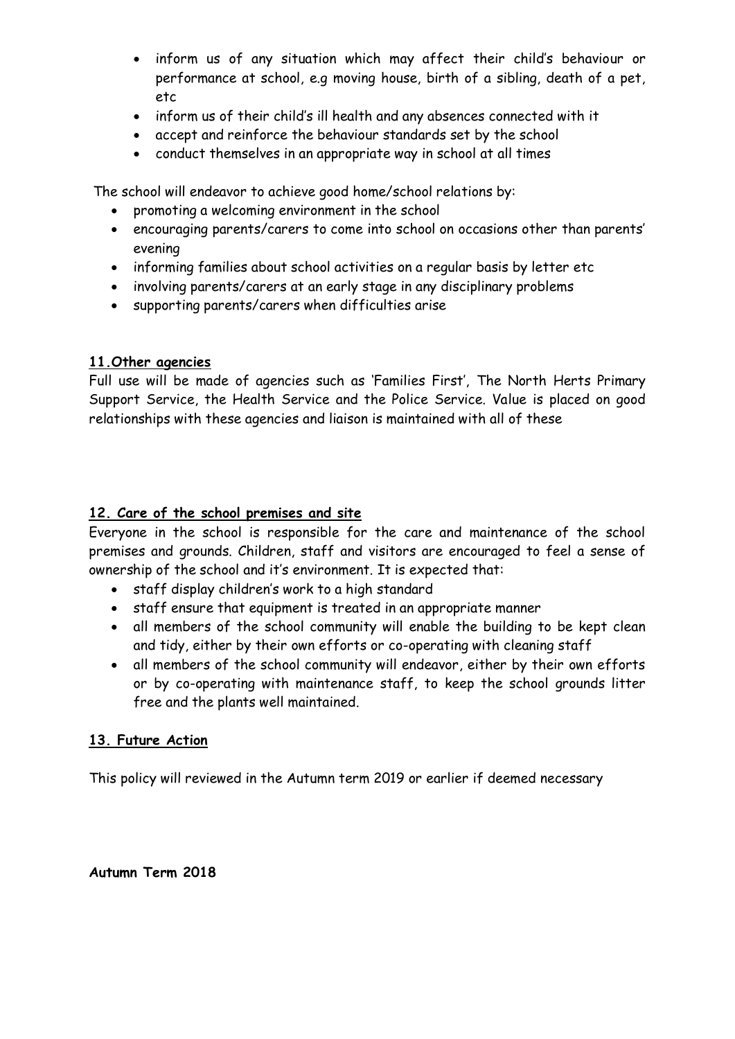- inform us of any situation which may affect their child's behaviour or performance at school, e.g moving house, birth of a sibling, death of a pet, etc
- inform us of their child's ill health and any absences connected with it
- accept and reinforce the behaviour standards set by the school
- conduct themselves in an appropriate way in school at all times

The school will endeavor to achieve good home/school relations by:

- promoting a welcoming environment in the school
- encouraging parents/carers to come into school on occasions other than parents' evening
- informing families about school activities on a regular basis by letter etc
- involving parents/carers at an early stage in any disciplinary problems
- supporting parents/carers when difficulties arise

## 11.Other agencies

Full use will be made of agencies such as 'Families First', The North Herts Primary Support Service, the Health Service and the Police Service. Value is placed on good relationships with these agencies and liaison is maintained with all of these

## 12. Care of the school premises and site

Everyone in the school is responsible for the care and maintenance of the school premises and grounds. Children, staff and visitors are encouraged to feel a sense of ownership of the school and it's environment. It is expected that:

- staff display children's work to a high standard
- staff ensure that equipment is treated in an appropriate manner
- all members of the school community will enable the building to be kept clean and tidy, either by their own efforts or co-operating with cleaning staff
- all members of the school community will endeavor, either by their own efforts or by co-operating with maintenance staff, to keep the school grounds litter free and the plants well maintained.

## 13. Future Action

This policy will reviewed in the Autumn term 2019 or earlier if deemed necessary

**Autumn Term 2018**